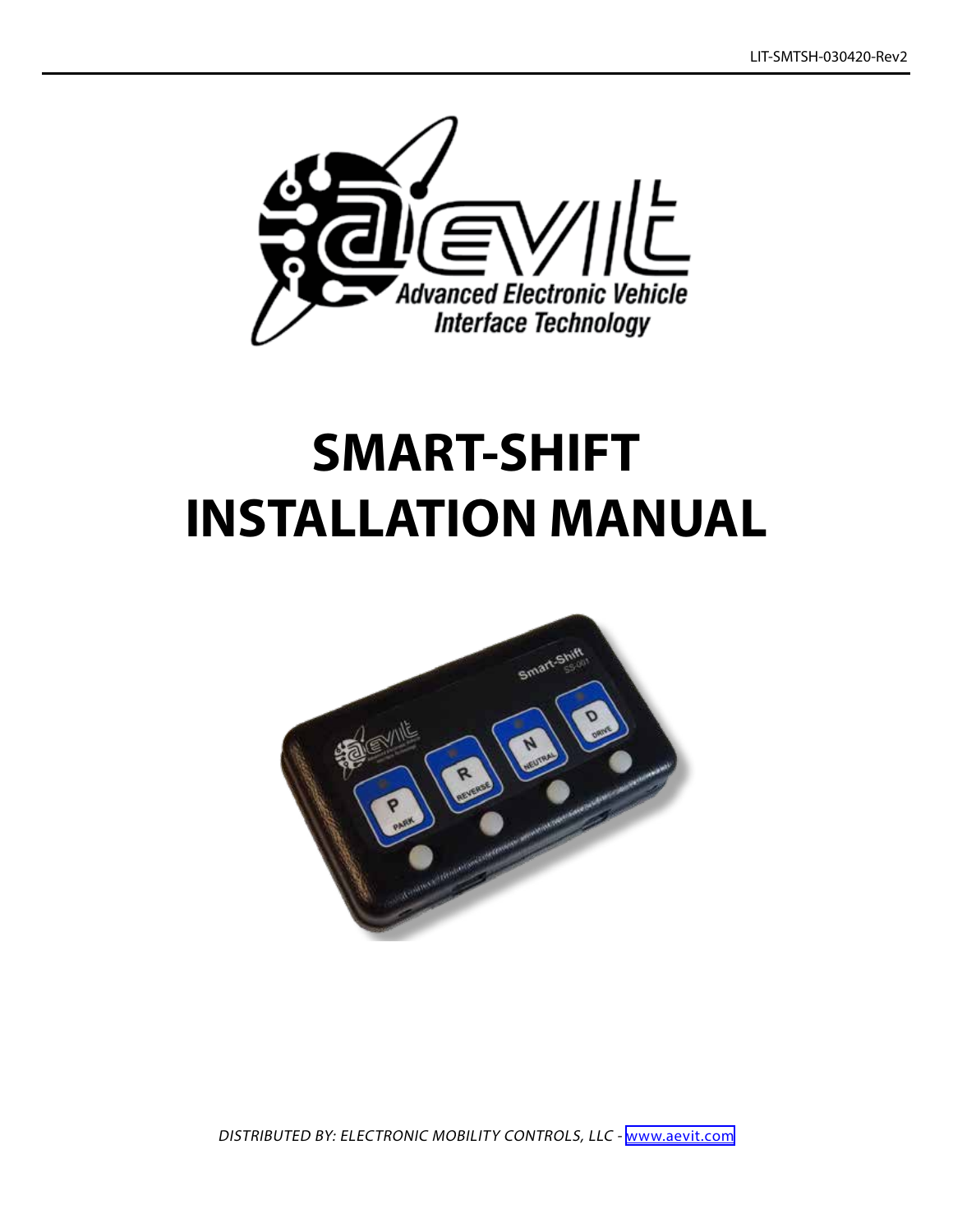LIT-SMTSH-030420-Rev2

Advanced Electronic Vehicle Interface Technology

# SMART-SHIFT INSTALLATION MANUAL

*DISTRIBUTED BY: ELECTRONIC MOBILITY CONTROLS, LLC - www.aevit.com*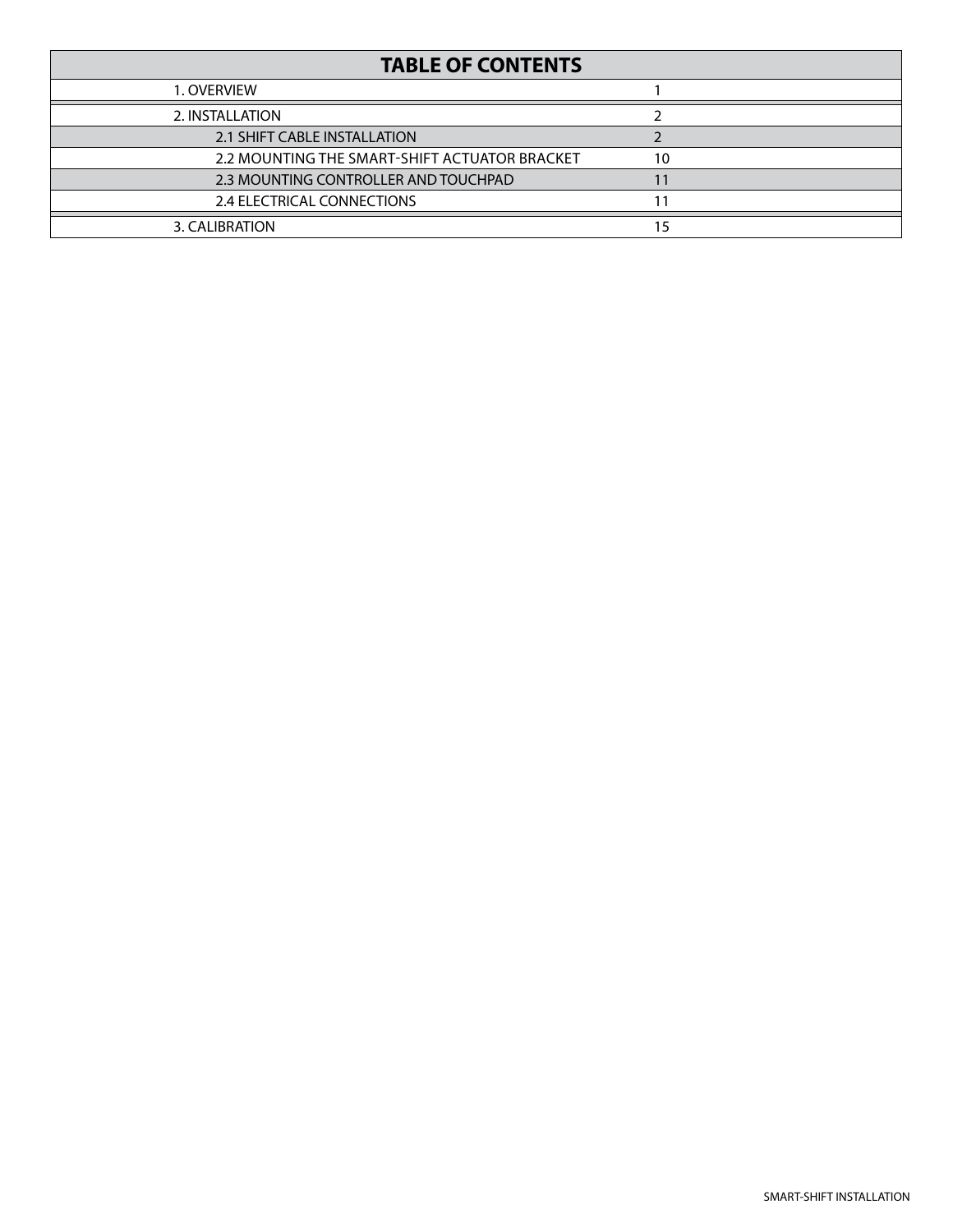| TABLE OF CONTENTS | |
|---|---|
| 1. OVERVIEW | 1 |
| 2. INSTALLATION | 2 |
| 2.1 SHIFT CABLE INSTALLATION | 2 |
| 2.2 MOUNTING THE SMART-SHIFT ACTUATOR BRACKET | 10 |
| 2.3 MOUNTING CONTROLLER AND TOUCHPAD | 11 |
| 2.4 ELECTRICAL CONNECTIONS | 11 |
| 3. CALIBRATION | 15 |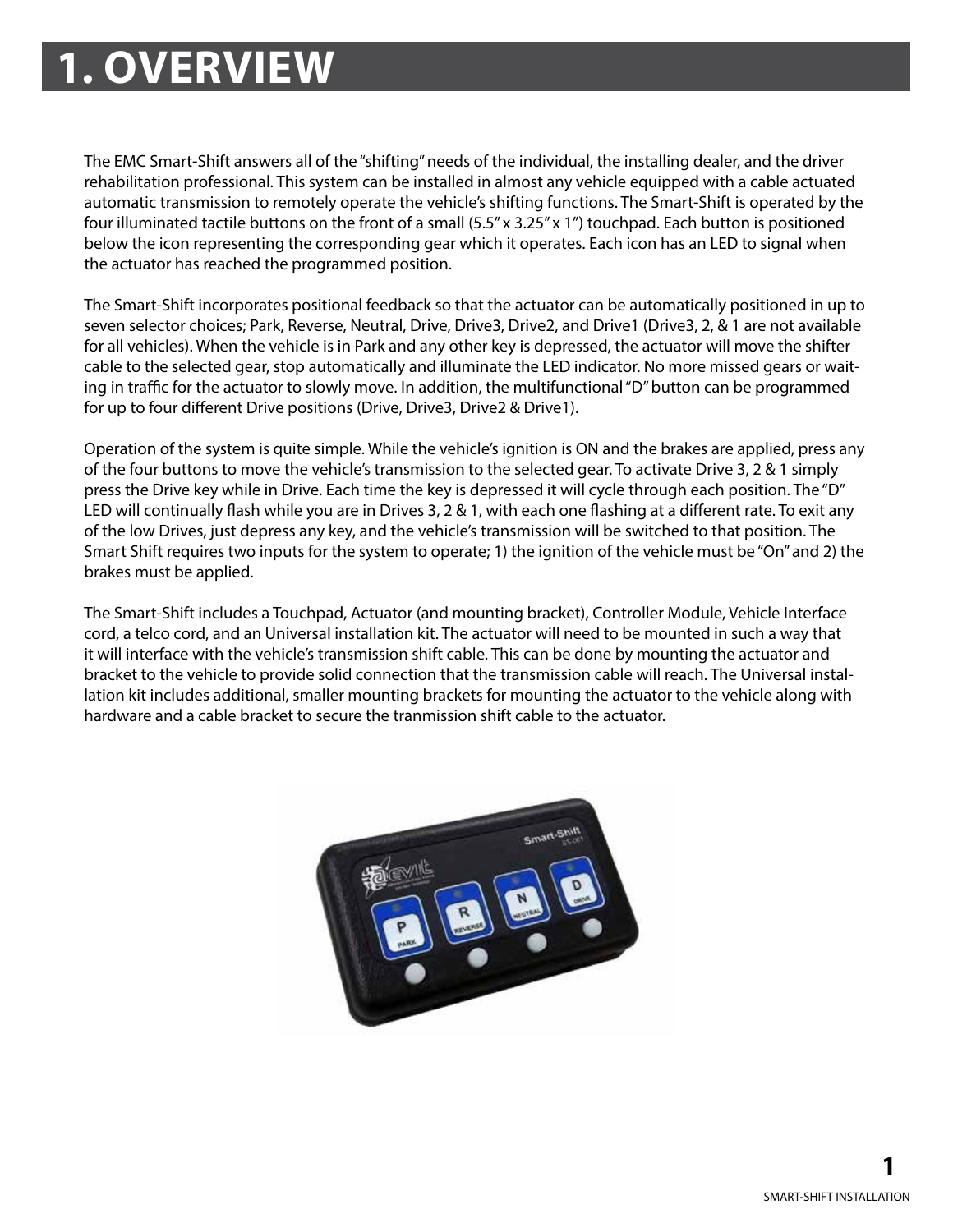# 1. OVERVIEW

The EMC Smart-Shift answers all of the "shifting" needs of the individual, the installing dealer, and the driver rehabilitation professional. This system can be installed in almost any vehicle equipped with a cable actuated automatic transmission to remotely operate the vehicle's shifting functions. The Smart-Shift is operated by the four illuminated tactile buttons on the front of a small (5.5" x 3.25" x 1") touchpad. Each button is positioned below the icon representing the corresponding gear which it operates. Each icon has an LED to signal when the actuator has reached the programmed position.

The Smart-Shift incorporates positional feedback so that the actuator can be automatically positioned in up to seven selector choices; Park, Reverse, Neutral, Drive, Drive3, Drive2, and Drive1 (Drive3, 2, & 1 are not available for all vehicles). When the vehicle is in Park and any other key is depressed, the actuator will move the shifter cable to the selected gear, stop automatically and illuminate the LED indicator. No more missed gears or waiting in traffic for the actuator to slowly move. In addition, the multifunctional "D" button can be programmed for up to four different Drive positions (Drive, Drive3, Drive2 & Drive1).

Operation of the system is quite simple. While the vehicle's ignition is ON and the brakes are applied, press any of the four buttons to move the vehicle's transmission to the selected gear. To activate Drive 3, 2 & 1 simply press the Drive key while in Drive. Each time the key is depressed it will cycle through each position. The "D" LED will continually flash while you are in Drives 3, 2 & 1, with each one flashing at a different rate. To exit any of the low Drives, just depress any key, and the vehicle's transmission will be switched to that position. The Smart Shift requires two inputs for the system to operate; 1) the ignition of the vehicle must be "On" and 2) the brakes must be applied.

The Smart-Shift includes a Touchpad, Actuator (and mounting bracket), Controller Module, Vehicle Interface cord, a telco cord, and an Universal installation kit. The actuator will need to be mounted in such a way that it will interface with the vehicle's transmission shift cable. This can be done by mounting the actuator and bracket to the vehicle to provide solid connection that the transmission cable will reach. The Universal installation kit includes additional, smaller mounting brackets for mounting the actuator to the vehicle along with hardware and a cable bracket to secure the tranmission shift cable to the actuator.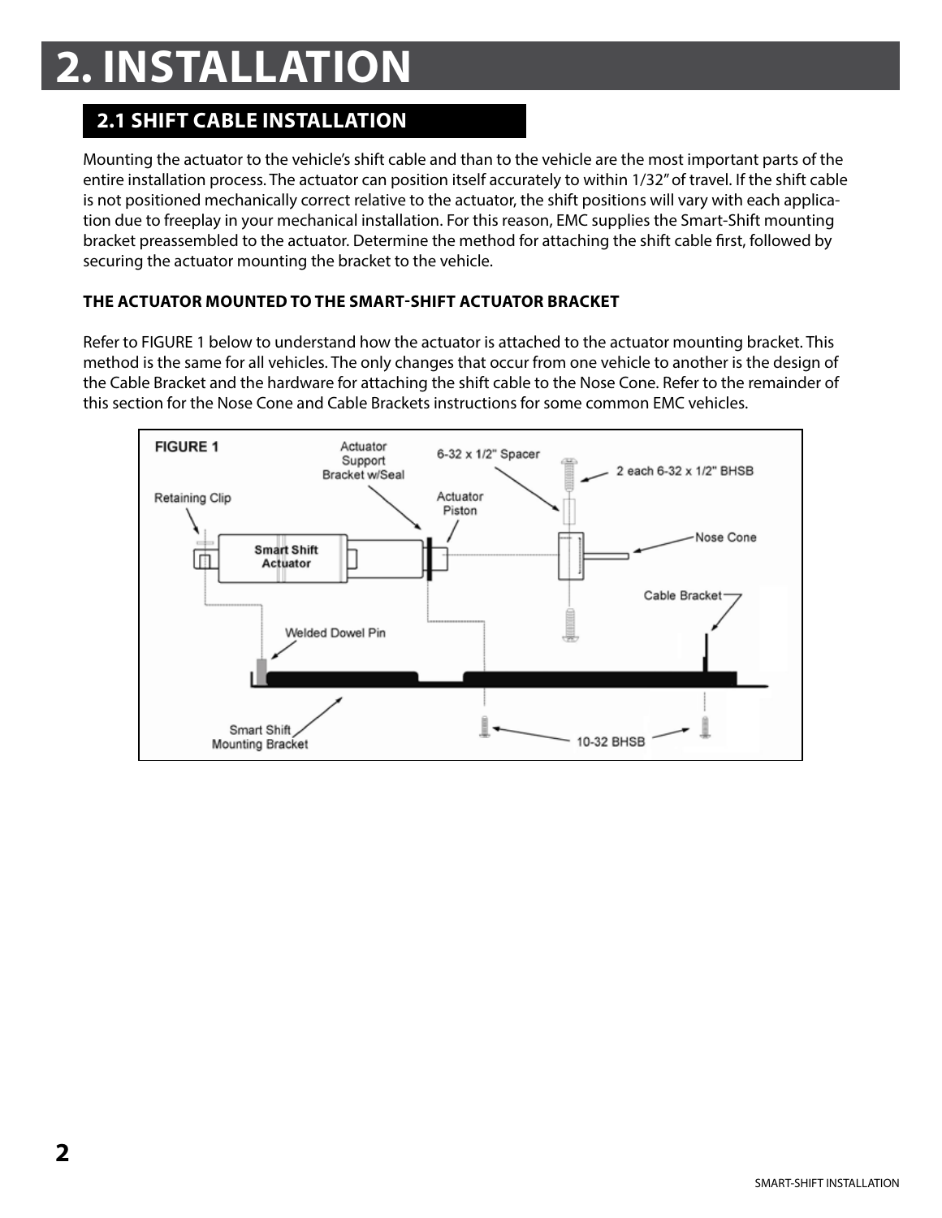// ... existing code ...
# 2. INSTALLATION

## 2.1 SHIFT CABLE INSTALLATION

Mounting the actuator to the vehicle's shift cable and than to the vehicle are the most important parts of the entire installation process. The actuator can position itself accurately to within 1/32" of travel. If the shift cable is not positioned mechanically correct relative to the actuator, the shift positions will vary with each application due to freeplay in your mechanical installation. For this reason, EMC supplies the Smart-Shift mounting bracket preassembled to the actuator. Determine the method for attaching the shift cable first, followed by securing the actuator mounting the bracket to the vehicle.

### THE ACTUATOR MOUNTED TO THE SMART-SHIFT ACTUATOR BRACKET

Refer to FIGURE 1 below to understand how the actuator is attached to the actuator mounting bracket. This method is the same for all vehicles. The only changes that occur from one vehicle to another is the design of the Cable Bracket and the hardware for attaching the shift cable to the Nose Cone. Refer to the remainder of this section for the Nose Cone and Cable Brackets instructions for some common EMC vehicles.

FIGURE 1

Retaining Clip

Smart Shift Actuator

Actuator Support Bracket w/Seal

Actuator Piston

6-32 x 1/2" Spacer

2 each 6-32 x 1/2" BHSB

Nose Cone

Cable Bracket

Welded Dowel Pin

Smart Shift Mounting Bracket

10-32 BHSB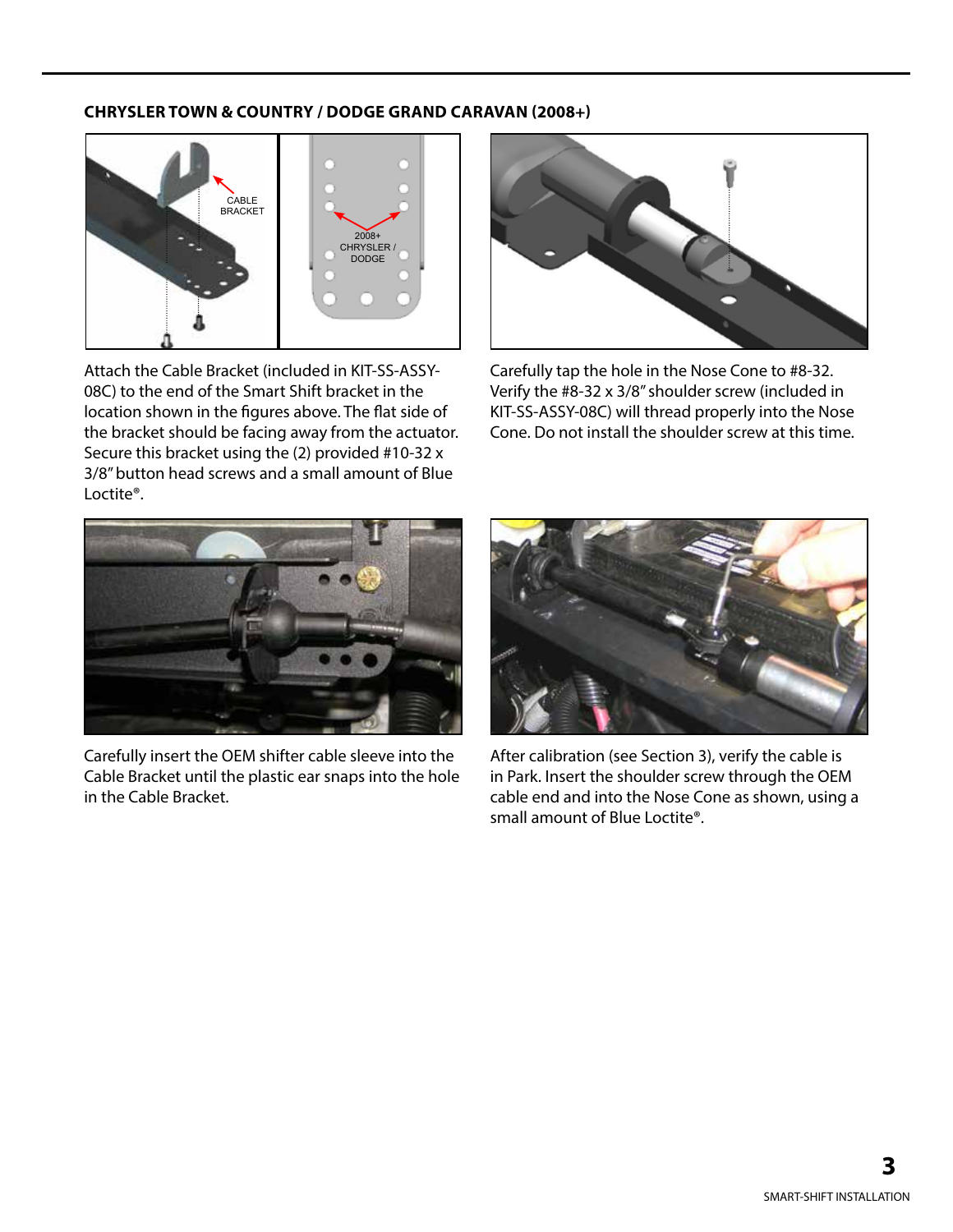### CHRYSLER TOWN & COUNTRY / DODGE GRAND CARAVAN (2008+)

Attach the Cable Bracket (included in KIT-SS-ASSY-08C) to the end of the Smart Shift bracket in the location shown in the figures above. The flat side of the bracket should be facing away from the actuator. Secure this bracket using the (2) provided #10-32 x 3/8" button head screws and a small amount of Blue Loctite®.

Carefully tap the hole in the Nose Cone to #8-32. Verify the #8-32 x 3/8" shoulder screw (included in KIT-SS-ASSY-08C) will thread properly into the Nose Cone. Do not install the shoulder screw at this time.

Carefully insert the OEM shifter cable sleeve into the Cable Bracket until the plastic ear snaps into the hole in the Cable Bracket.

After calibration (see Section 3), verify the cable is in Park. Insert the shoulder screw through the OEM cable end and into the Nose Cone as shown, using a small amount of Blue Loctite®.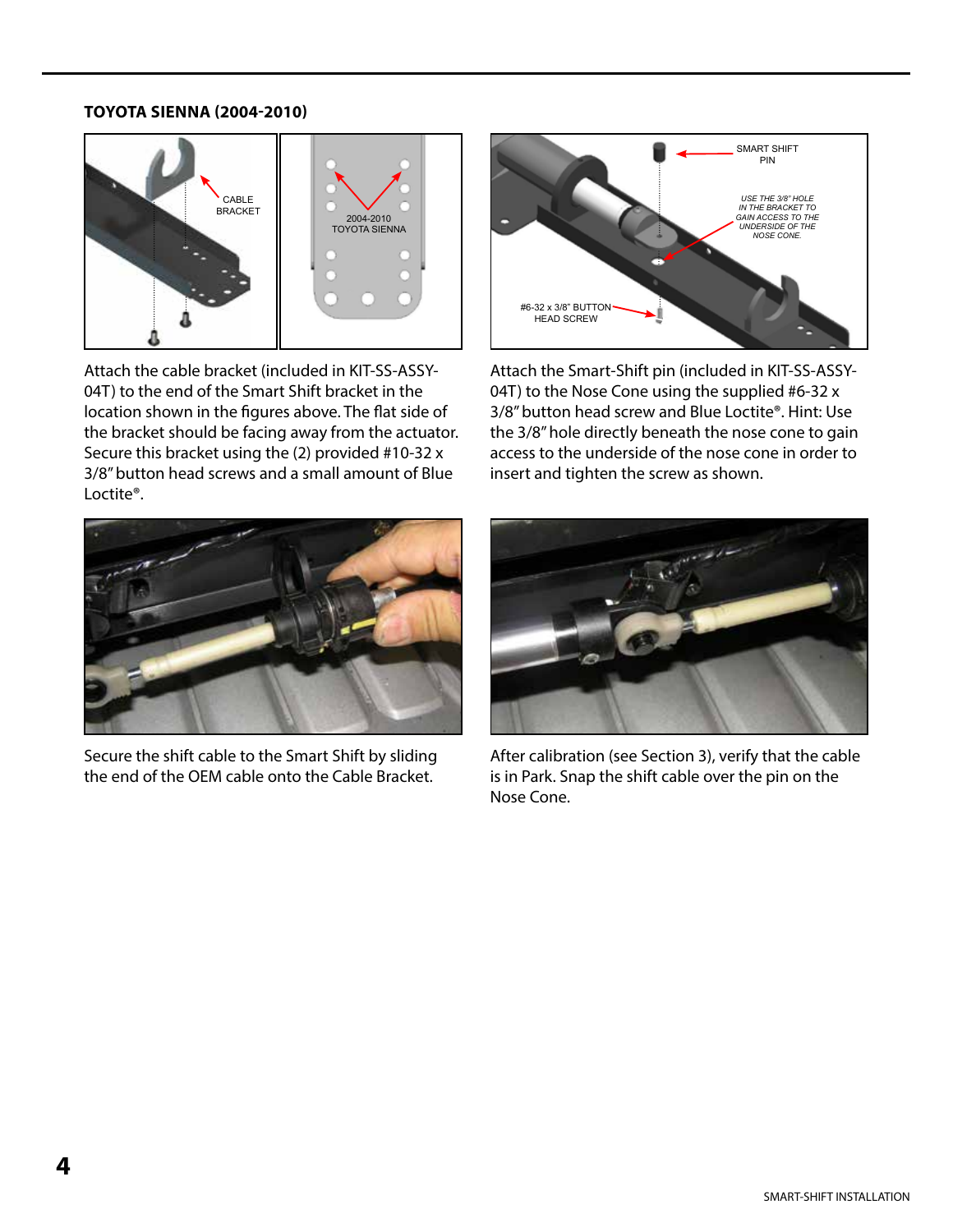### TOYOTA SIENNA (2004-2010)

Attach the cable bracket (included in KIT-SS-ASSY-04T) to the end of the Smart Shift bracket in the location shown in the figures above. The flat side of the bracket should be facing away from the actuator. Secure this bracket using the (2) provided #10-32 x 3/8" button head screws and a small amount of Blue Loctite®.

Attach the Smart-Shift pin (included in KIT-SS-ASSY-04T) to the Nose Cone using the supplied #6-32 x 3/8" button head screw and Blue Loctite®. Hint: Use the 3/8" hole directly beneath the nose cone to gain access to the underside of the nose cone in order to insert and tighten the screw as shown.

Secure the shift cable to the Smart Shift by sliding the end of the OEM cable onto the Cable Bracket.

After calibration (see Section 3), verify that the cable is in Park. Snap the shift cable over the pin on the Nose Cone.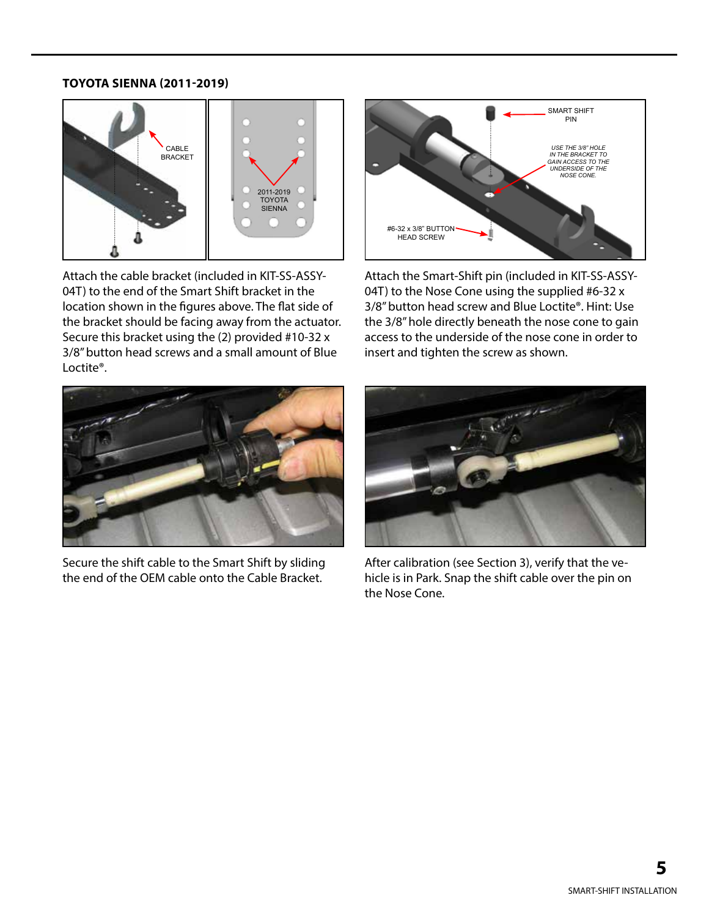## TOYOTA SIENNA (2011-2019)

Attach the cable bracket (included in KIT-SS-ASSY-04T) to the end of the Smart Shift bracket in the location shown in the figures above. The flat side of the bracket should be facing away from the actuator. Secure this bracket using the (2) provided #10-32 x 3/8" button head screws and a small amount of Blue Loctite®.

Attach the Smart-Shift pin (included in KIT-SS-ASSY-04T) to the Nose Cone using the supplied #6-32 x 3/8" button head screw and Blue Loctite®. Hint: Use the 3/8" hole directly beneath the nose cone to gain access to the underside of the nose cone in order to insert and tighten the screw as shown.

Secure the shift cable to the Smart Shift by sliding the end of the OEM cable onto the Cable Bracket.

After calibration (see Section 3), verify that the vehicle is in Park. Snap the shift cable over the pin on the Nose Cone.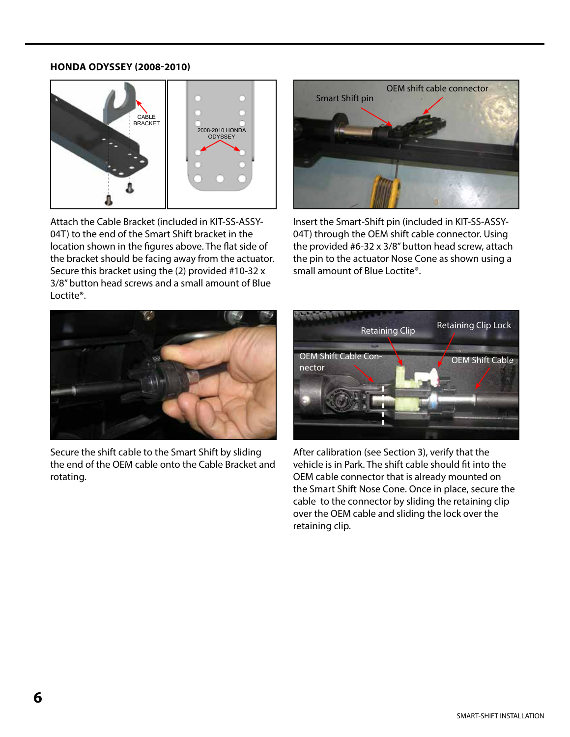### HONDA ODYSSEY (2008-2010)

Attach the Cable Bracket (included in KIT-SS-ASSY-04T) to the end of the Smart Shift bracket in the location shown in the figures above. The flat side of the bracket should be facing away from the actuator. Secure this bracket using the (2) provided #10-32 x 3/8" button head screws and a small amount of Blue Loctite®.

Insert the Smart-Shift pin (included in KIT-SS-ASSY-04T) through the OEM shift cable connector. Using the provided #6-32 x 3/8" button head screw, attach the pin to the actuator Nose Cone as shown using a small amount of Blue Loctite®.

Secure the shift cable to the Smart Shift by sliding the end of the OEM cable onto the Cable Bracket and rotating.

After calibration (see Section 3), verify that the vehicle is in Park. The shift cable should fit into the OEM cable connector that is already mounted on the Smart Shift Nose Cone. Once in place, secure the cable to the connector by sliding the retaining clip over the OEM cable and sliding the lock over the retaining clip.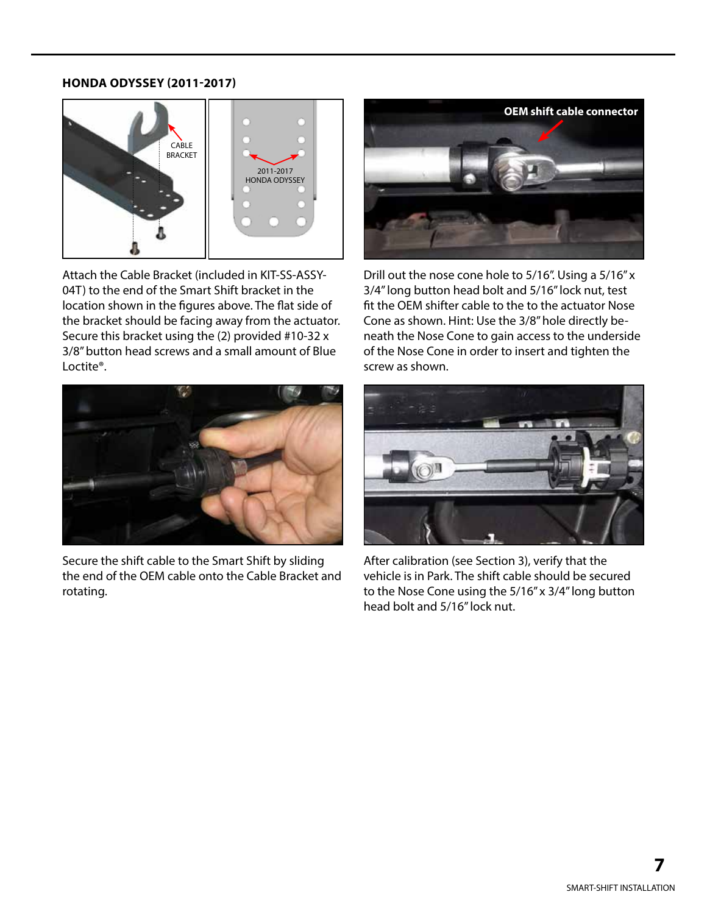### HONDA ODYSSEY (2011-2017)

Attach the Cable Bracket (included in KIT-SS-ASSY-04T) to the end of the Smart Shift bracket in the location shown in the figures above. The flat side of the bracket should be facing away from the actuator. Secure this bracket using the (2) provided #10-32 x 3/8" button head screws and a small amount of Blue Loctite®.

Drill out the nose cone hole to 5/16". Using a 5/16" x 3/4" long button head bolt and 5/16" lock nut, test fit the OEM shifter cable to the to the actuator Nose Cone as shown. Hint: Use the 3/8" hole directly beneath the Nose Cone to gain access to the underside of the Nose Cone in order to insert and tighten the screw as shown.

Secure the shift cable to the Smart Shift by sliding the end of the OEM cable onto the Cable Bracket and rotating.

After calibration (see Section 3), verify that the vehicle is in Park. The shift cable should be secured to the Nose Cone using the 5/16" x 3/4" long button head bolt and 5/16" lock nut.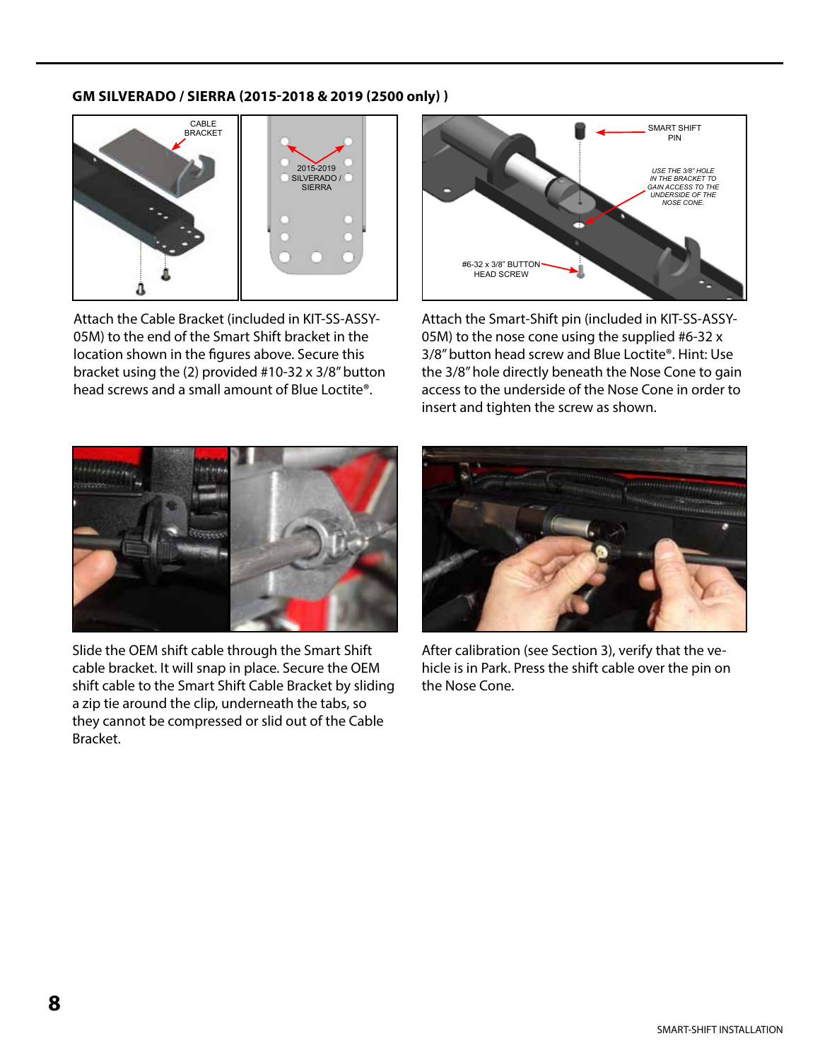## GM SILVERADO / SIERRA (2015-2018 & 2019 (2500 only) )

Attach the Cable Bracket (included in KIT-SS-ASSY-05M) to the end of the Smart Shift bracket in the location shown in the figures above. Secure this bracket using the (2) provided #10-32 x 3/8" button head screws and a small amount of Blue Loctite®.

Attach the Smart-Shift pin (included in KIT-SS-ASSY-05M) to the nose cone using the supplied #6-32 x 3/8" button head screw and Blue Loctite®. Hint: Use the 3/8" hole directly beneath the Nose Cone to gain access to the underside of the Nose Cone in order to insert and tighten the screw as shown.

Slide the OEM shift cable through the Smart Shift cable bracket. It will snap in place. Secure the OEM shift cable to the Smart Shift Cable Bracket by sliding a zip tie around the clip, underneath the tabs, so they cannot be compressed or slid out of the Cable Bracket.

After calibration (see Section 3), verify that the vehicle is in Park. Press the shift cable over the pin on the Nose Cone.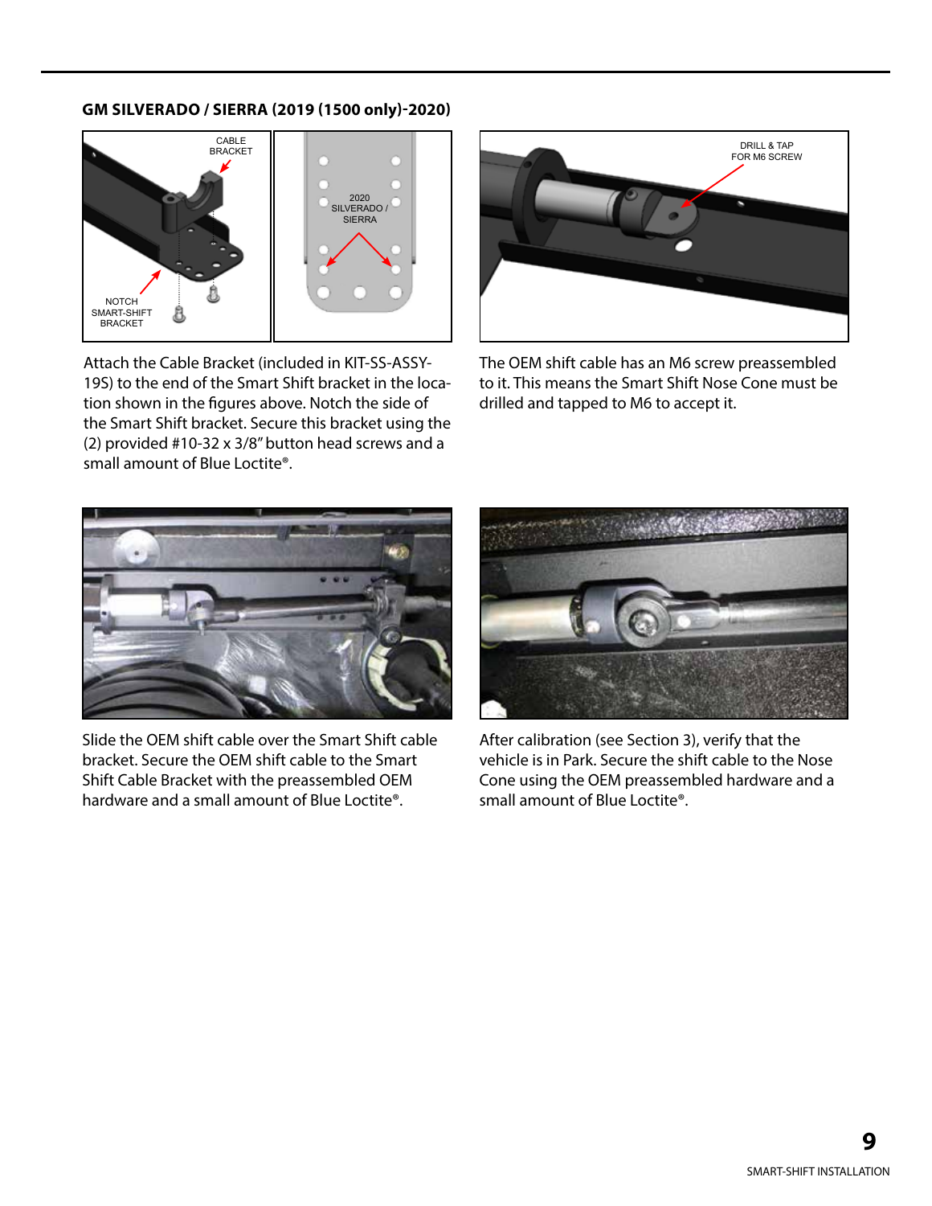### GM SILVERADO / SIERRA (2019 (1500 only)-2020)

Attach the Cable Bracket (included in KIT-SS-ASSY-19S) to the end of the Smart Shift bracket in the location shown in the figures above. Notch the side of the Smart Shift bracket. Secure this bracket using the (2) provided #10-32 x 3/8" button head screws and a small amount of Blue Loctite®.

The OEM shift cable has an M6 screw preassembled to it. This means the Smart Shift Nose Cone must be drilled and tapped to M6 to accept it.

Slide the OEM shift cable over the Smart Shift cable bracket. Secure the OEM shift cable to the Smart Shift Cable Bracket with the preassembled OEM hardware and a small amount of Blue Loctite®.

After calibration (see Section 3), verify that the vehicle is in Park. Secure the shift cable to the Nose Cone using the OEM preassembled hardware and a small amount of Blue Loctite®.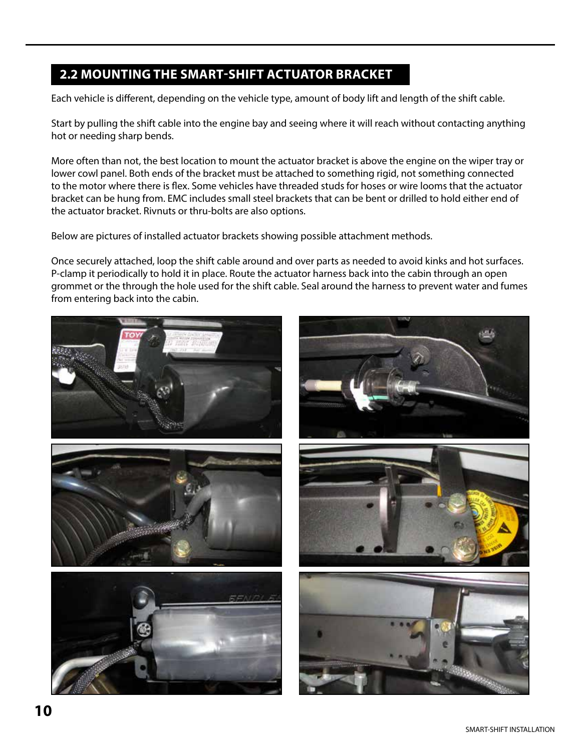## 2.2 MOUNTING THE SMART-SHIFT ACTUATOR BRACKET

Each vehicle is different, depending on the vehicle type, amount of body lift and length of the shift cable.

Start by pulling the shift cable into the engine bay and seeing where it will reach without contacting anything hot or needing sharp bends.

More often than not, the best location to mount the actuator bracket is above the engine on the wiper tray or lower cowl panel. Both ends of the bracket must be attached to something rigid, not something connected to the motor where there is flex. Some vehicles have threaded studs for hoses or wire looms that the actuator bracket can be hung from. EMC includes small steel brackets that can be bent or drilled to hold either end of the actuator bracket. Rivnuts or thru-bolts are also options.

Below are pictures of installed actuator brackets showing possible attachment methods.

Once securely attached, loop the shift cable around and over parts as needed to avoid kinks and hot surfaces. P-clamp it periodically to hold it in place. Route the actuator harness back into the cabin through an open grommet or the through the hole used for the shift cable. Seal around the harness to prevent water and fumes from entering back into the cabin.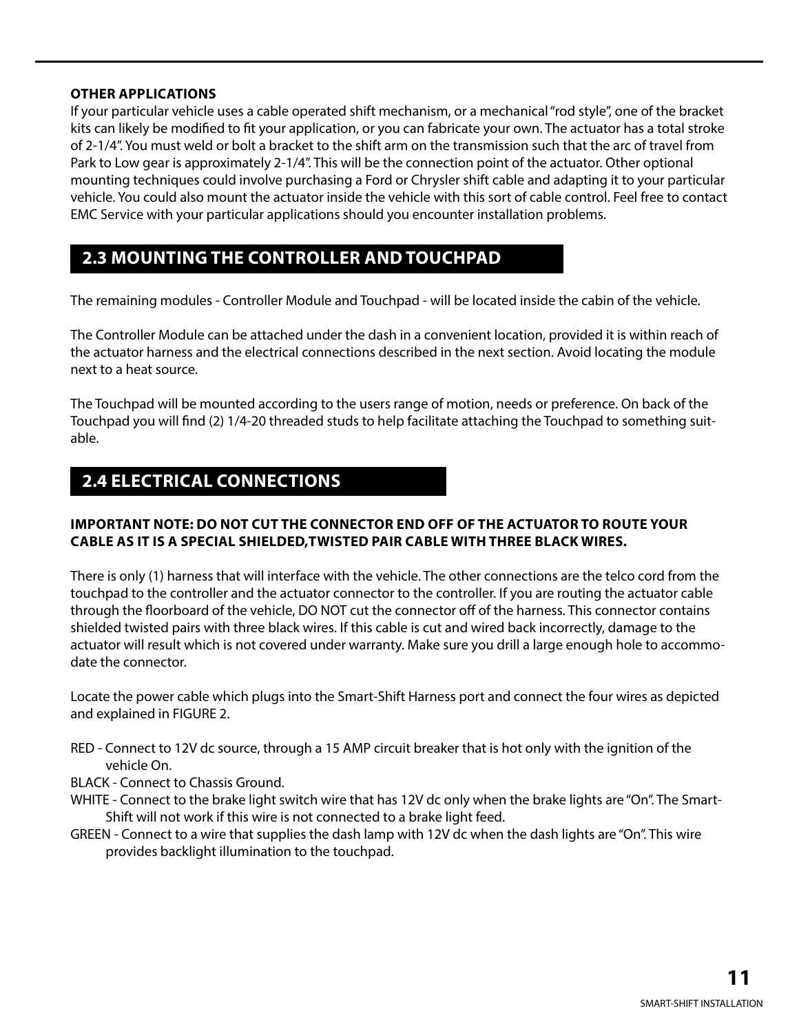**OTHER APPLICATIONS**

If your particular vehicle uses a cable operated shift mechanism, or a mechanical "rod style", one of the bracket kits can likely be modified to fit your application, or you can fabricate your own. The actuator has a total stroke of 2-1/4". You must weld or bolt a bracket to the shift arm on the transmission such that the arc of travel from Park to Low gear is approximately 2-1/4". This will be the connection point of the actuator. Other optional mounting techniques could involve purchasing a Ford or Chrysler shift cable and adapting it to your particular vehicle. You could also mount the actuator inside the vehicle with this sort of cable control. Feel free to contact EMC Service with your particular applications should you encounter installation problems.

## 2.3 MOUNTING THE CONTROLLER AND TOUCHPAD

The remaining modules - Controller Module and Touchpad - will be located inside the cabin of the vehicle.

The Controller Module can be attached under the dash in a convenient location, provided it is within reach of the actuator harness and the electrical connections described in the next section. Avoid locating the module next to a heat source.

The Touchpad will be mounted according to the users range of motion, needs or preference. On back of the Touchpad you will find (2) 1/4-20 threaded studs to help facilitate attaching the Touchpad to something suitable.

## 2.4 ELECTRICAL CONNECTIONS

**IMPORTANT NOTE: DO NOT CUT THE CONNECTOR END OFF OF THE ACTUATOR TO ROUTE YOUR CABLE AS IT IS A SPECIAL SHIELDED,TWISTED PAIR CABLE WITH THREE BLACK WIRES.**

There is only (1) harness that will interface with the vehicle. The other connections are the telco cord from the touchpad to the controller and the actuator connector to the controller. If you are routing the actuator cable through the floorboard of the vehicle, DO NOT cut the connector off of the harness. This connector contains shielded twisted pairs with three black wires. If this cable is cut and wired back incorrectly, damage to the actuator will result which is not covered under warranty. Make sure you drill a large enough hole to accommodate the connector.

Locate the power cable which plugs into the Smart-Shift Harness port and connect the four wires as depicted and explained in FIGURE 2.

RED - Connect to 12V dc source, through a 15 AMP circuit breaker that is hot only with the ignition of the vehicle On.

BLACK - Connect to Chassis Ground.

WHITE - Connect to the brake light switch wire that has 12V dc only when the brake lights are "On". The Smart-Shift will not work if this wire is not connected to a brake light feed.

GREEN - Connect to a wire that supplies the dash lamp with 12V dc when the dash lights are "On". This wire provides backlight illumination to the touchpad.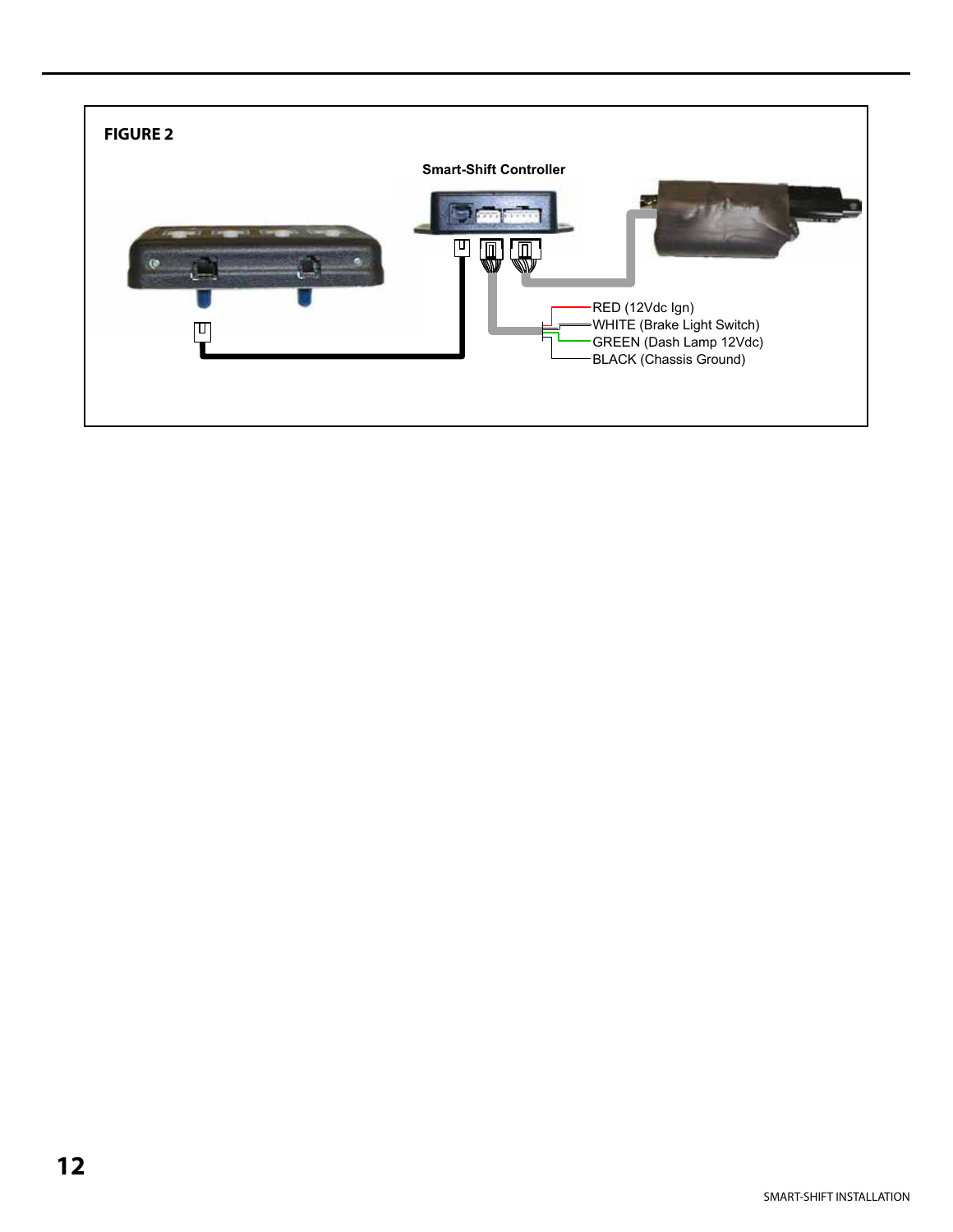**FIGURE 2**

Smart-Shift Controller

RED (12Vdc Ign)
WHITE (Brake Light Switch)
GREEN (Dash Lamp 12Vdc)
BLACK (Chassis Ground)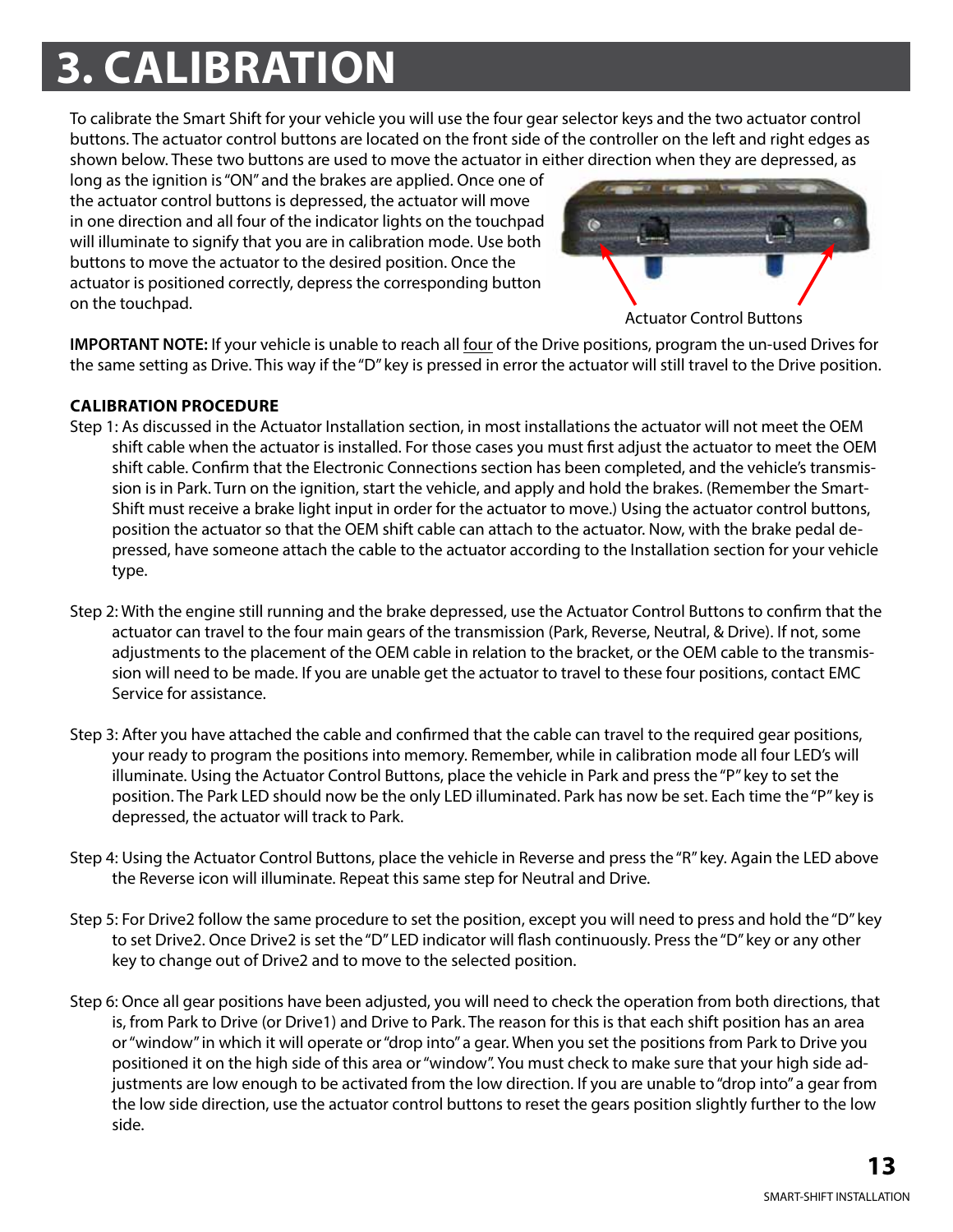# 3. CALIBRATION

To calibrate the Smart Shift for your vehicle you will use the four gear selector keys and the two actuator control buttons. The actuator control buttons are located on the front side of the controller on the left and right edges as shown below. These two buttons are used to move the actuator in either direction when they are depressed, as long as the ignition is "ON" and the brakes are applied. Once one of the actuator control buttons is depressed, the actuator will move in one direction and all four of the indicator lights on the touchpad will illuminate to signify that you are in calibration mode. Use both buttons to move the actuator to the desired position. Once the actuator is positioned correctly, depress the corresponding button on the touchpad.

Actuator Control Buttons

**IMPORTANT NOTE:** If your vehicle is unable to reach all four of the Drive positions, program the un-used Drives for the same setting as Drive. This way if the "D" key is pressed in error the actuator will still travel to the Drive position.

**CALIBRATION PROCEDURE**

Step 1: As discussed in the Actuator Installation section, in most installations the actuator will not meet the OEM shift cable when the actuator is installed. For those cases you must first adjust the actuator to meet the OEM shift cable. Confirm that the Electronic Connections section has been completed, and the vehicle's transmission is in Park. Turn on the ignition, start the vehicle, and apply and hold the brakes. (Remember the Smart-Shift must receive a brake light input in order for the actuator to move.) Using the actuator control buttons, position the actuator so that the OEM shift cable can attach to the actuator. Now, with the brake pedal depressed, have someone attach the cable to the actuator according to the Installation section for your vehicle type.

Step 2: With the engine still running and the brake depressed, use the Actuator Control Buttons to confirm that the actuator can travel to the four main gears of the transmission (Park, Reverse, Neutral, & Drive). If not, some adjustments to the placement of the OEM cable in relation to the bracket, or the OEM cable to the transmission will need to be made. If you are unable get the actuator to travel to these four positions, contact EMC Service for assistance.

Step 3: After you have attached the cable and confirmed that the cable can travel to the required gear positions, your ready to program the positions into memory. Remember, while in calibration mode all four LED's will illuminate. Using the Actuator Control Buttons, place the vehicle in Park and press the "P" key to set the position. The Park LED should now be the only LED illuminated. Park has now be set. Each time the "P" key is depressed, the actuator will track to Park.

Step 4: Using the Actuator Control Buttons, place the vehicle in Reverse and press the "R" key. Again the LED above the Reverse icon will illuminate. Repeat this same step for Neutral and Drive.

Step 5: For Drive2 follow the same procedure to set the position, except you will need to press and hold the "D" key to set Drive2. Once Drive2 is set the "D" LED indicator will flash continuously. Press the "D" key or any other key to change out of Drive2 and to move to the selected position.

Step 6: Once all gear positions have been adjusted, you will need to check the operation from both directions, that is, from Park to Drive (or Drive1) and Drive to Park. The reason for this is that each shift position has an area or "window" in which it will operate or "drop into" a gear. When you set the positions from Park to Drive you positioned it on the high side of this area or "window". You must check to make sure that your high side adjustments are low enough to be activated from the low direction. If you are unable to "drop into" a gear from the low side direction, use the actuator control buttons to reset the gears position slightly further to the low side.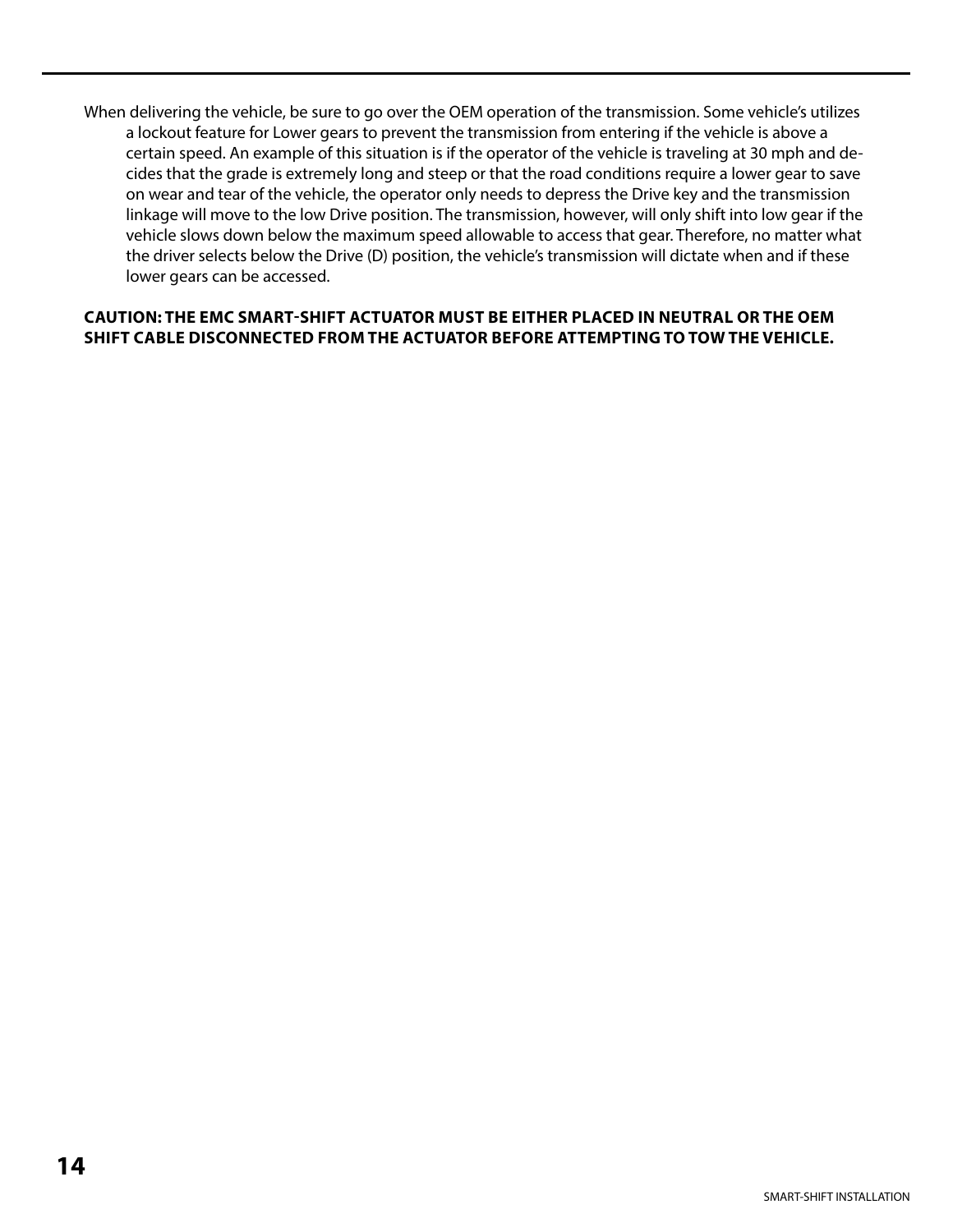When delivering the vehicle, be sure to go over the OEM operation of the transmission. Some vehicle's utilizes a lockout feature for Lower gears to prevent the transmission from entering if the vehicle is above a certain speed. An example of this situation is if the operator of the vehicle is traveling at 30 mph and decides that the grade is extremely long and steep or that the road conditions require a lower gear to save on wear and tear of the vehicle, the operator only needs to depress the Drive key and the transmission linkage will move to the low Drive position. The transmission, however, will only shift into low gear if the vehicle slows down below the maximum speed allowable to access that gear. Therefore, no matter what the driver selects below the Drive (D) position, the vehicle's transmission will dictate when and if these lower gears can be accessed.

**CAUTION: THE EMC SMART-SHIFT ACTUATOR MUST BE EITHER PLACED IN NEUTRAL OR THE OEM SHIFT CABLE DISCONNECTED FROM THE ACTUATOR BEFORE ATTEMPTING TO TOW THE VEHICLE.**